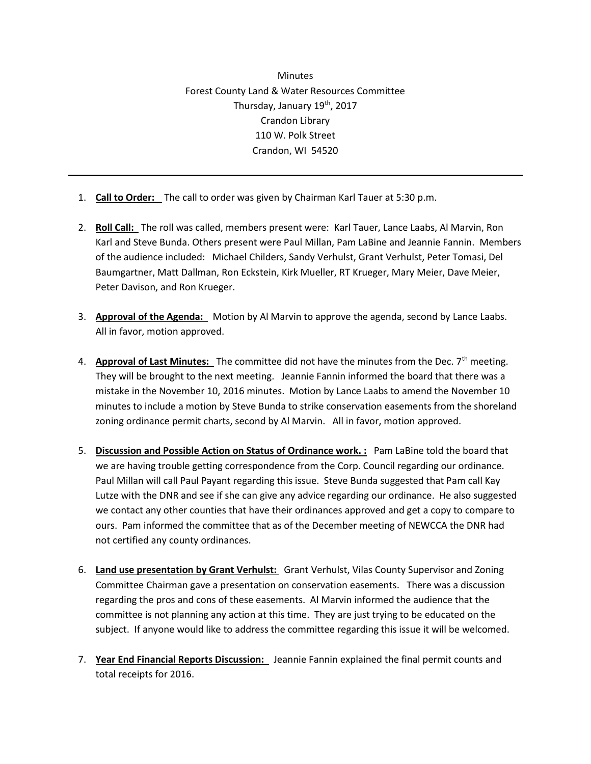Minutes
Forest County Land & Water Resources Committee
Thursday, January 19th, 2017
Crandon Library
110 W. Polk Street
Crandon, WI 54520

---

1. **Call to Order:** The call to order was given by Chairman Karl Tauer at 5:30 p.m.

2. **Roll Call:** The roll was called, members present were: Karl Tauer, Lance Laabs, Al Marvin, Ron Karl and Steve Bunda. Others present were Paul Millan, Pam LaBine and Jeannie Fannin. Members of the audience included: Michael Childers, Sandy Verhulst, Grant Verhulst, Peter Tomasi, Del Baumgartner, Matt Dallman, Ron Eckstein, Kirk Mueller, RT Krueger, Mary Meier, Dave Meier, Peter Davison, and Ron Krueger.

3. **Approval of the Agenda:** Motion by Al Marvin to approve the agenda, second by Lance Laabs. All in favor, motion approved.

4. **Approval of Last Minutes:** The committee did not have the minutes from the Dec. 7th meeting. They will be brought to the next meeting. Jeannie Fannin informed the board that there was a mistake in the November 10, 2016 minutes. Motion by Lance Laabs to amend the November 10 minutes to include a motion by Steve Bunda to strike conservation easements from the shoreland zoning ordinance permit charts, second by Al Marvin. All in favor, motion approved.

5. **Discussion and Possible Action on Status of Ordinance work. :** Pam LaBine told the board that we are having trouble getting correspondence from the Corp. Council regarding our ordinance. Paul Millan will call Paul Payant regarding this issue. Steve Bunda suggested that Pam call Kay Lutze with the DNR and see if she can give any advice regarding our ordinance. He also suggested we contact any other counties that have their ordinances approved and get a copy to compare to ours. Pam informed the committee that as of the December meeting of NEWCCA the DNR had not certified any county ordinances.

6. **Land use presentation by Grant Verhulst:** Grant Verhulst, Vilas County Supervisor and Zoning Committee Chairman gave a presentation on conservation easements. There was a discussion regarding the pros and cons of these easements. Al Marvin informed the audience that the committee is not planning any action at this time. They are just trying to be educated on the subject. If anyone would like to address the committee regarding this issue it will be welcomed.

7. **Year End Financial Reports Discussion:** Jeannie Fannin explained the final permit counts and total receipts for 2016.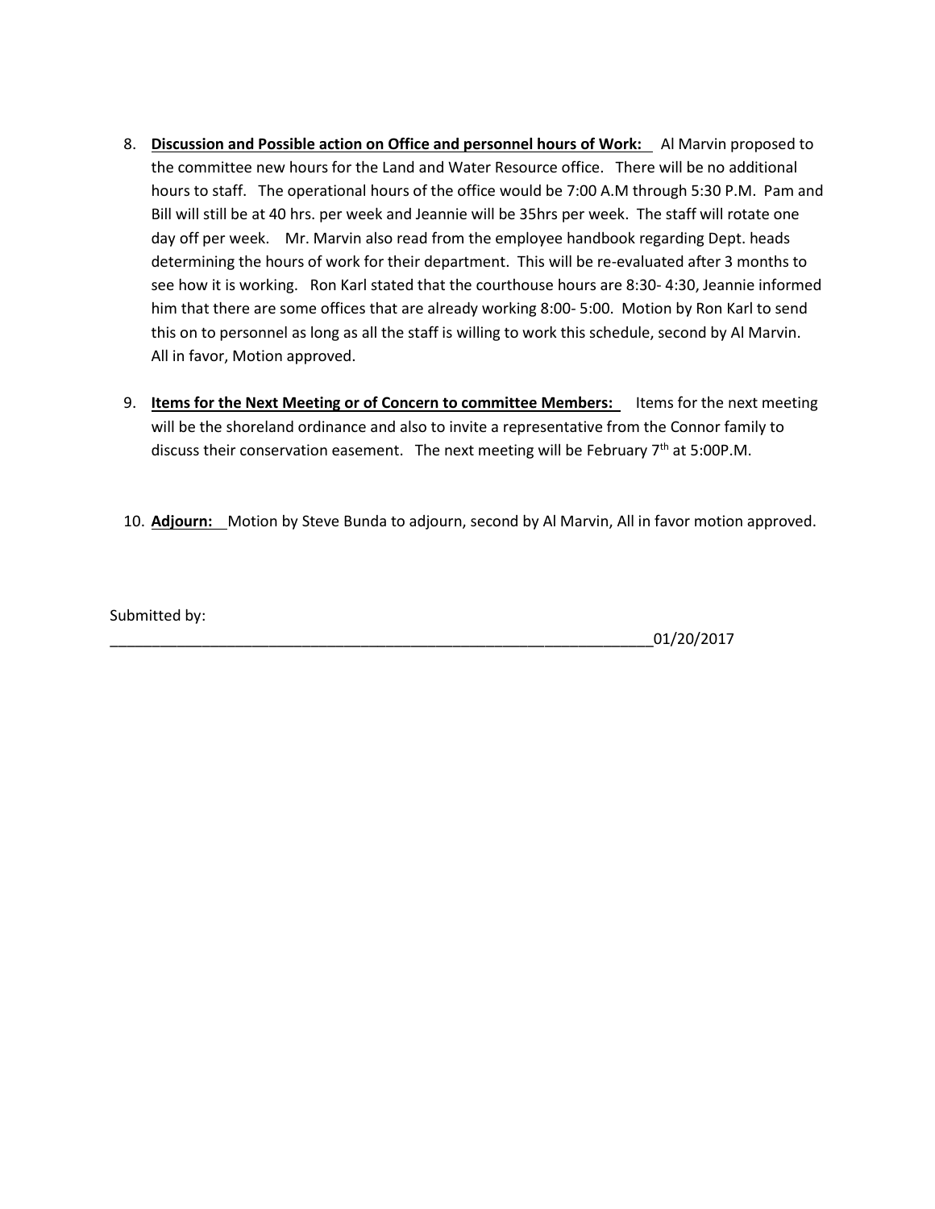8. **Discussion and Possible action on Office and personnel hours of Work:** Al Marvin proposed to the committee new hours for the Land and Water Resource office. There will be no additional hours to staff. The operational hours of the office would be 7:00 A.M through 5:30 P.M. Pam and Bill will still be at 40 hrs. per week and Jeannie will be 35hrs per week. The staff will rotate one day off per week. Mr. Marvin also read from the employee handbook regarding Dept. heads determining the hours of work for their department. This will be re-evaluated after 3 months to see how it is working. Ron Karl stated that the courthouse hours are 8:30- 4:30, Jeannie informed him that there are some offices that are already working 8:00- 5:00. Motion by Ron Karl to send this on to personnel as long as all the staff is willing to work this schedule, second by Al Marvin. All in favor, Motion approved.

9. **Items for the Next Meeting or of Concern to committee Members:** Items for the next meeting will be the shoreland ordinance and also to invite a representative from the Connor family to discuss their conservation easement. The next meeting will be February 7th at 5:00P.M.

10. **Adjourn:** Motion by Steve Bunda to adjourn, second by Al Marvin, All in favor motion approved.

Submitted by:

____________________________________________________________________01/20/2017